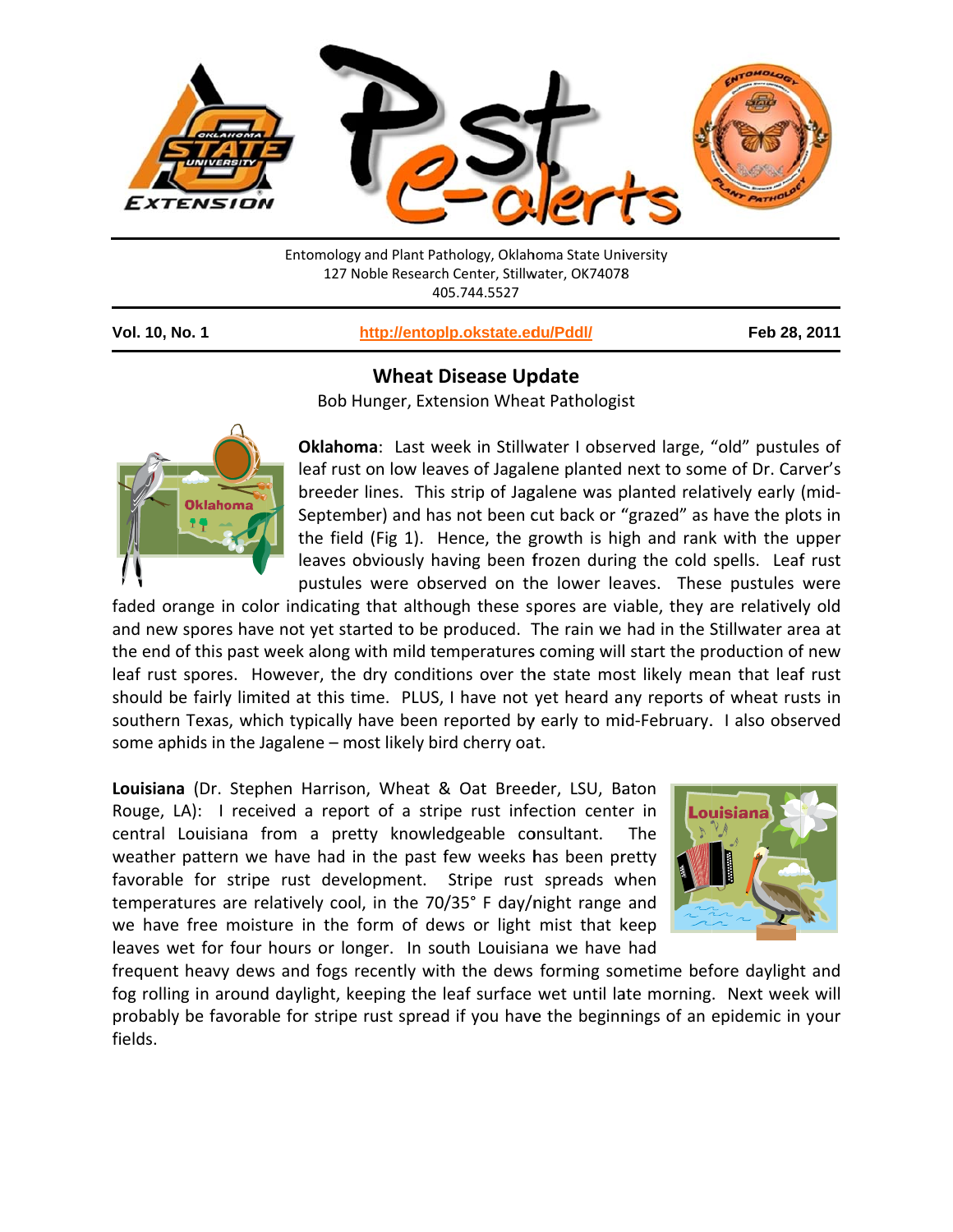Entomology and Plant Pathology, Oklahoma State University
127 Noble Research Center, Stillwater, OK74078
405.744.5527

**Vol. 10, No. 1** | **http://entoplp.okstate.edu/Pddl/** | **Feb 28, 2011**

## Wheat Disease Update

Bob Hunger, Extension Wheat Pathologist

**Oklahoma**: Last week in Stillwater I observed large, "old" pustules of leaf rust on low leaves of Jagalene planted next to some of Dr. Carver's breeder lines. This strip of Jagalene was planted relatively early (mid-September) and has not been cut back or "grazed" as have the plots in the field (Fig 1). Hence, the growth is high and rank with the upper leaves obviously having been frozen during the cold spells. Leaf rust pustules were observed on the lower leaves. These pustules were faded orange in color indicating that although these spores are viable, they are relatively old and new spores have not yet started to be produced. The rain we had in the Stillwater area at the end of this past week along with mild temperatures coming will start the production of new leaf rust spores. However, the dry conditions over the state most likely mean that leaf rust should be fairly limited at this time. PLUS, I have not yet heard any reports of wheat rusts in southern Texas, which typically have been reported by early to mid-February. I also observed some aphids in the Jagalene – most likely bird cherry oat.

**Louisiana** (Dr. Stephen Harrison, Wheat & Oat Breeder, LSU, Baton Rouge, LA): I received a report of a stripe rust infection center in central Louisiana from a pretty knowledgeable consultant. The weather pattern we have had in the past few weeks has been pretty favorable for stripe rust development. Stripe rust spreads when temperatures are relatively cool, in the 70/35° F day/night range and we have free moisture in the form of dews or light mist that keep leaves wet for four hours or longer. In south Louisiana we have had frequent heavy dews and fogs recently with the dews forming sometime before daylight and fog rolling in around daylight, keeping the leaf surface wet until late morning. Next week will probably be favorable for stripe rust spread if you have the beginnings of an epidemic in your fields.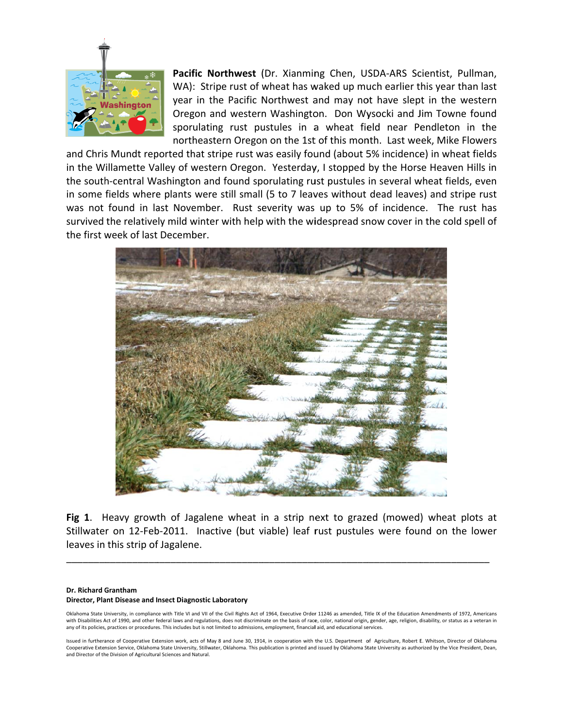**Pacific Northwest** (Dr. Xianming Chen, USDA-ARS Scientist, Pullman, WA): Stripe rust of wheat has waked up much earlier this year than last year in the Pacific Northwest and may not have slept in the western Oregon and western Washington. Don Wysocki and Jim Towne found sporulating rust pustules in a wheat field near Pendleton in the northeastern Oregon on the 1st of this month. Last week, Mike Flowers and Chris Mundt reported that stripe rust was easily found (about 5% incidence) in wheat fields in the Willamette Valley of western Oregon. Yesterday, I stopped by the Horse Heaven Hills in the south-central Washington and found sporulating rust pustules in several wheat fields, even in some fields where plants were still small (5 to 7 leaves without dead leaves) and stripe rust was not found in last November. Rust severity was up to 5% of incidence. The rust has survived the relatively mild winter with help with the widespread snow cover in the cold spell of the first week of last December.

**Fig 1**. Heavy growth of Jagalene wheat in a strip next to grazed (mowed) wheat plots at Stillwater on 12-Feb-2011. Inactive (but viable) leaf rust pustules were found on the lower leaves in this strip of Jagalene.

---

**Dr. Richard Grantham**
**Director, Plant Disease and Insect Diagnostic Laboratory**

Oklahoma State University, in compliance with Title VI and VII of the Civil Rights Act of 1964, Executive Order 11246 as amended, Title IX of the Education Amendments of 1972, Americans with Disabilities Act of 1990, and other federal laws and regulations, does not discriminate on the basis of race, color, national origin, gender, age, religion, disability, or status as a veteran in any of its policies, practices or procedures. This includes but is not limited to admissions, employment, financial aid, and educational services.

Issued in furtherance of Cooperative Extension work, acts of May 8 and June 30, 1914, in cooperation with the U.S. Department of Agriculture, Robert E. Whitson, Director of Oklahoma Cooperative Extension Service, Oklahoma State University, Stillwater, Oklahoma. This publication is printed and issued by Oklahoma State University as authorized by the Vice President, Dean, and Director of the Division of Agricultural Sciences and Natural.